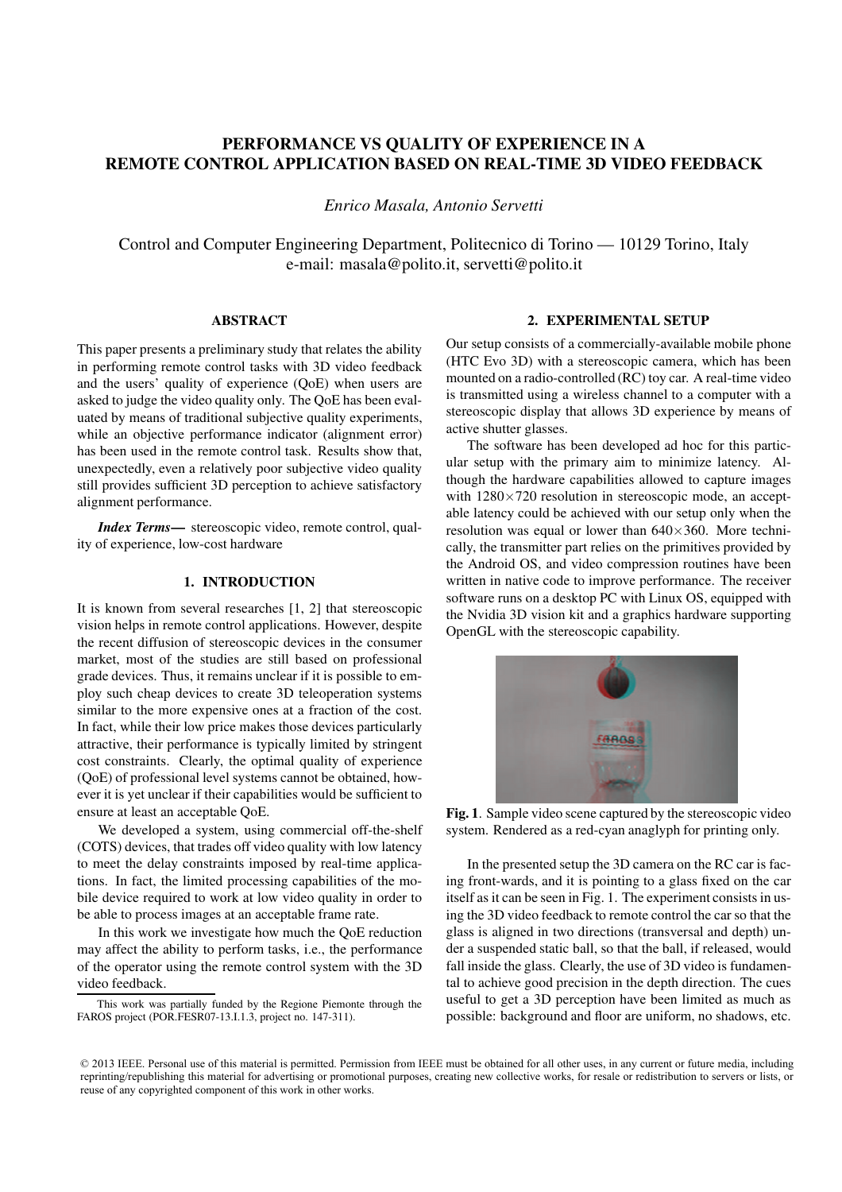# PERFORMANCE VS QUALITY OF EXPERIENCE IN A REMOTE CONTROL APPLICATION BASED ON REAL-TIME 3D VIDEO FEEDBACK

*Enrico Masala, Antonio Servetti*

Control and Computer Engineering Department, Politecnico di Torino — 10129 Torino, Italy
e-mail: masala@polito.it, servetti@polito.it

## ABSTRACT

This paper presents a preliminary study that relates the ability in performing remote control tasks with 3D video feedback and the users' quality of experience (QoE) when users are asked to judge the video quality only. The QoE has been evaluated by means of traditional subjective quality experiments, while an objective performance indicator (alignment error) has been used in the remote control task. Results show that, unexpectedly, even a relatively poor subjective video quality still provides sufficient 3D perception to achieve satisfactory alignment performance.

***Index Terms*—** stereoscopic video, remote control, quality of experience, low-cost hardware

## 1. INTRODUCTION

It is known from several researches [1, 2] that stereoscopic vision helps in remote control applications. However, despite the recent diffusion of stereoscopic devices in the consumer market, most of the studies are still based on professional grade devices. Thus, it remains unclear if it is possible to employ such cheap devices to create 3D teleoperation systems similar to the more expensive ones at a fraction of the cost. In fact, while their low price makes those devices particularly attractive, their performance is typically limited by stringent cost constraints. Clearly, the optimal quality of experience (QoE) of professional level systems cannot be obtained, however it is yet unclear if their capabilities would be sufficient to ensure at least an acceptable QoE.

We developed a system, using commercial off-the-shelf (COTS) devices, that trades off video quality with low latency to meet the delay constraints imposed by real-time applications. In fact, the limited processing capabilities of the mobile device required to work at low video quality in order to be able to process images at an acceptable frame rate.

In this work we investigate how much the QoE reduction may affect the ability to perform tasks, i.e., the performance of the operator using the remote control system with the 3D video feedback.

This work was partially funded by the Regione Piemonte through the FAROS project (POR.FESR07-13.I.1.3, project no. 147-311).

## 2. EXPERIMENTAL SETUP

Our setup consists of a commercially-available mobile phone (HTC Evo 3D) with a stereoscopic camera, which has been mounted on a radio-controlled (RC) toy car. A real-time video is transmitted using a wireless channel to a computer with a stereoscopic display that allows 3D experience by means of active shutter glasses.

The software has been developed ad hoc for this particular setup with the primary aim to minimize latency. Although the hardware capabilities allowed to capture images with $1280\times720$ resolution in stereoscopic mode, an acceptable latency could be achieved with our setup only when the resolution was equal or lower than $640\times360$. More technically, the transmitter part relies on the primitives provided by the Android OS, and video compression routines have been written in native code to improve performance. The receiver software runs on a desktop PC with Linux OS, equipped with the Nvidia 3D vision kit and a graphics hardware supporting OpenGL with the stereoscopic capability.

**Fig. 1**. Sample video scene captured by the stereoscopic video system. Rendered as a red-cyan anaglyph for printing only.

In the presented setup the 3D camera on the RC car is facing front-wards, and it is pointing to a glass fixed on the car itself as it can be seen in Fig. 1. The experiment consists in using the 3D video feedback to remote control the car so that the glass is aligned in two directions (transversal and depth) under a suspended static ball, so that the ball, if released, would fall inside the glass. Clearly, the use of 3D video is fundamental to achieve good precision in the depth direction. The cues useful to get a 3D perception have been limited as much as possible: background and floor are uniform, no shadows, etc.

© 2013 IEEE. Personal use of this material is permitted. Permission from IEEE must be obtained for all other uses, in any current or future media, including reprinting/republishing this material for advertising or promotional purposes, creating new collective works, for resale or redistribution to servers or lists, or reuse of any copyrighted component of this work in other works.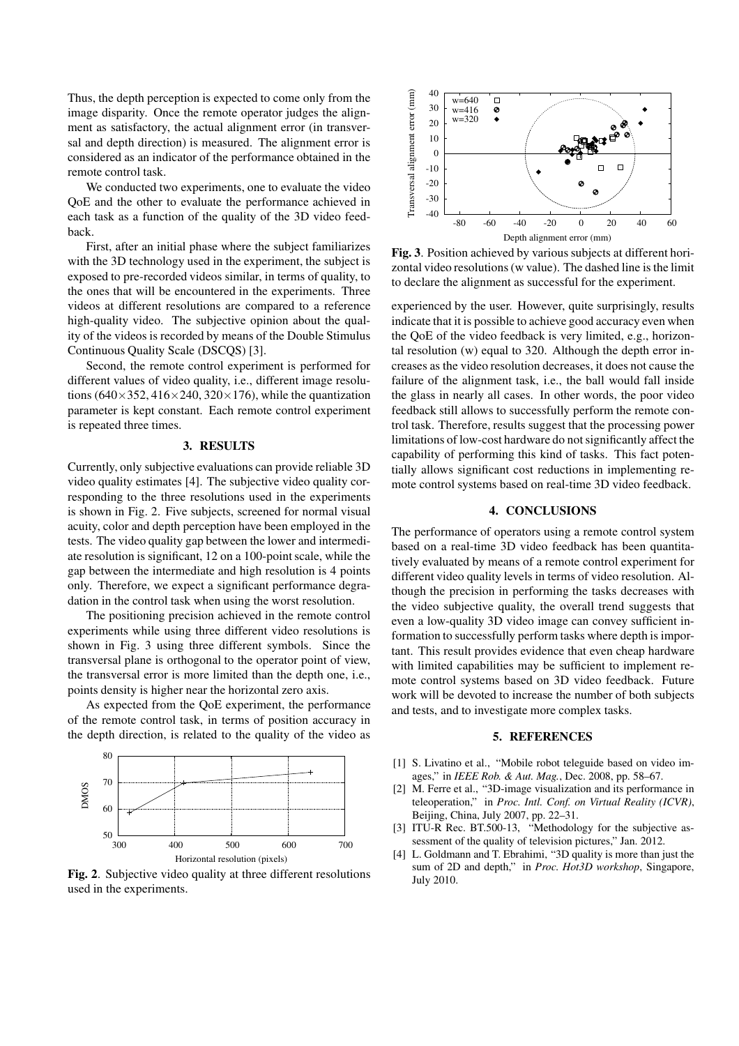Thus, the depth perception is expected to come only from the image disparity. Once the remote operator judges the alignment as satisfactory, the actual alignment error (in transversal and depth direction) is measured. The alignment error is considered as an indicator of the performance obtained in the remote control task.

We conducted two experiments, one to evaluate the video QoE and the other to evaluate the performance achieved in each task as a function of the quality of the 3D video feedback.

First, after an initial phase where the subject familiarizes with the 3D technology used in the experiment, the subject is exposed to pre-recorded videos similar, in terms of quality, to the ones that will be encountered in the experiments. Three videos at different resolutions are compared to a reference high-quality video. The subjective opinion about the quality of the videos is recorded by means of the Double Stimulus Continuous Quality Scale (DSCQS) [3].

Second, the remote control experiment is performed for different values of video quality, i.e., different image resolutions ($640 \times 352$, $416 \times 240$, $320 \times 176$), while the quantization parameter is kept constant. Each remote control experiment is repeated three times.

## 3. RESULTS

Currently, only subjective evaluations can provide reliable 3D video quality estimates [4]. The subjective video quality corresponding to the three resolutions used in the experiments is shown in Fig. 2. Five subjects, screened for normal visual acuity, color and depth perception have been employed in the tests. The video quality gap between the lower and intermediate resolution is significant, 12 on a 100-point scale, while the gap between the intermediate and high resolution is 4 points only. Therefore, we expect a significant performance degradation in the control task when using the worst resolution.

The positioning precision achieved in the remote control experiments while using three different video resolutions is shown in Fig. 3 using three different symbols. Since the transversal plane is orthogonal to the operator point of view, the transversal error is more limited than the depth one, i.e., points density is higher near the horizontal zero axis.

As expected from the QoE experiment, the performance of the remote control task, in terms of position accuracy in the depth direction, is related to the quality of the video as

DMOS
80
70
60
50
300 400 500 600 700
Horizontal resolution (pixels)

**Fig. 2**. Subjective video quality at three different resolutions used in the experiments.

Transversal alignment error (mm)
40
30
20
10
0
-10
-20
-30
-40
w=640
w=416
w=320
-80 -60 -40 -20 0 20 40 60
Depth alignment error (mm)

**Fig. 3**. Position achieved by various subjects at different horizontal video resolutions (w value). The dashed line is the limit to declare the alignment as successful for the experiment.

experienced by the user. However, quite surprisingly, results indicate that it is possible to achieve good accuracy even when the QoE of the video feedback is very limited, e.g., horizontal resolution (w) equal to 320. Although the depth error increases as the video resolution decreases, it does not cause the failure of the alignment task, i.e., the ball would fall inside the glass in nearly all cases. In other words, the poor video feedback still allows to successfully perform the remote control task. Therefore, results suggest that the processing power limitations of low-cost hardware do not significantly affect the capability of performing this kind of tasks. This fact potentially allows significant cost reductions in implementing remote control systems based on real-time 3D video feedback.

## 4. CONCLUSIONS

The performance of operators using a remote control system based on a real-time 3D video feedback has been quantitatively evaluated by means of a remote control experiment for different video quality levels in terms of video resolution. Although the precision in performing the tasks decreases with the video subjective quality, the overall trend suggests that even a low-quality 3D video image can convey sufficient information to successfully perform tasks where depth is important. This result provides evidence that even cheap hardware with limited capabilities may be sufficient to implement remote control systems based on 3D video feedback. Future work will be devoted to increase the number of both subjects and tests, and to investigate more complex tasks.

## 5. REFERENCES

[1] S. Livatino et al., "Mobile robot teleguide based on video images," in *IEEE Rob. & Aut. Mag.*, Dec. 2008, pp. 58–67.

[2] M. Ferre et al., "3D-image visualization and its performance in teleoperation," in *Proc. Intl. Conf. on Virtual Reality (ICVR)*, Beijing, China, July 2007, pp. 22–31.

[3] ITU-R Rec. BT.500-13, "Methodology for the subjective assessment of the quality of television pictures," Jan. 2012.

[4] L. Goldmann and T. Ebrahimi, "3D quality is more than just the sum of 2D and depth," in *Proc. Hot3D workshop*, Singapore, July 2010.